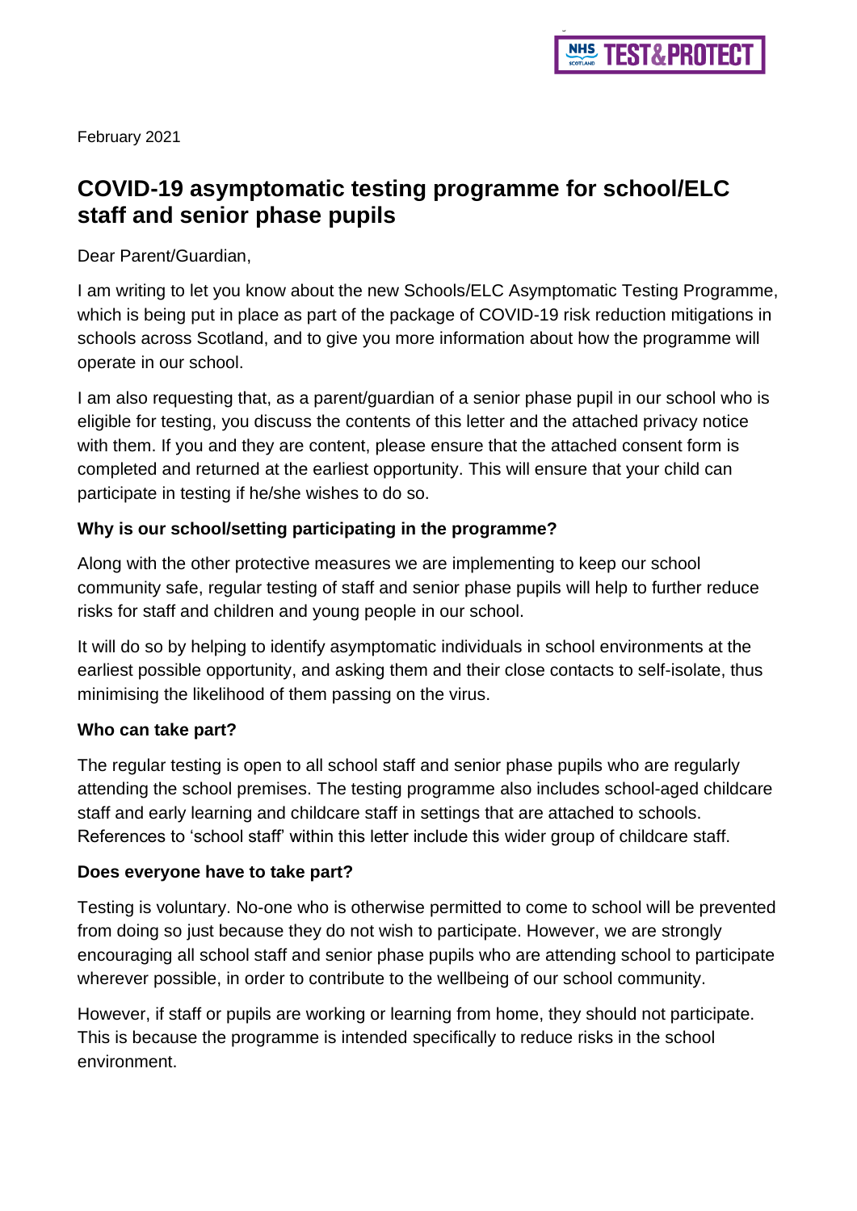February 2021

# COVID-19 asymptomatic testing programme for school/ELC staff and senior phase pupils

Dear Parent/Guardian,

I am writing to let you know about the new Schools/ELC Asymptomatic Testing Programme, which is being put in place as part of the package of COVID-19 risk reduction mitigations in schools across Scotland, and to give you more information about how the programme will operate in our school.

I am also requesting that, as a parent/guardian of a senior phase pupil in our school who is eligible for testing, you discuss the contents of this letter and the attached privacy notice with them. If you and they are content, please ensure that the attached consent form is completed and returned at the earliest opportunity. This will ensure that your child can participate in testing if he/she wishes to do so.

### Why is our school/setting participating in the programme?

Along with the other protective measures we are implementing to keep our school community safe, regular testing of staff and senior phase pupils will help to further reduce risks for staff and children and young people in our school.

It will do so by helping to identify asymptomatic individuals in school environments at the earliest possible opportunity, and asking them and their close contacts to self-isolate, thus minimising the likelihood of them passing on the virus.

### Who can take part?

The regular testing is open to all school staff and senior phase pupils who are regularly attending the school premises. The testing programme also includes school-aged childcare staff and early learning and childcare staff in settings that are attached to schools. References to 'school staff' within this letter include this wider group of childcare staff.

### Does everyone have to take part?

Testing is voluntary. No-one who is otherwise permitted to come to school will be prevented from doing so just because they do not wish to participate. However, we are strongly encouraging all school staff and senior phase pupils who are attending school to participate wherever possible, in order to contribute to the wellbeing of our school community.

However, if staff or pupils are working or learning from home, they should not participate. This is because the programme is intended specifically to reduce risks in the school environment.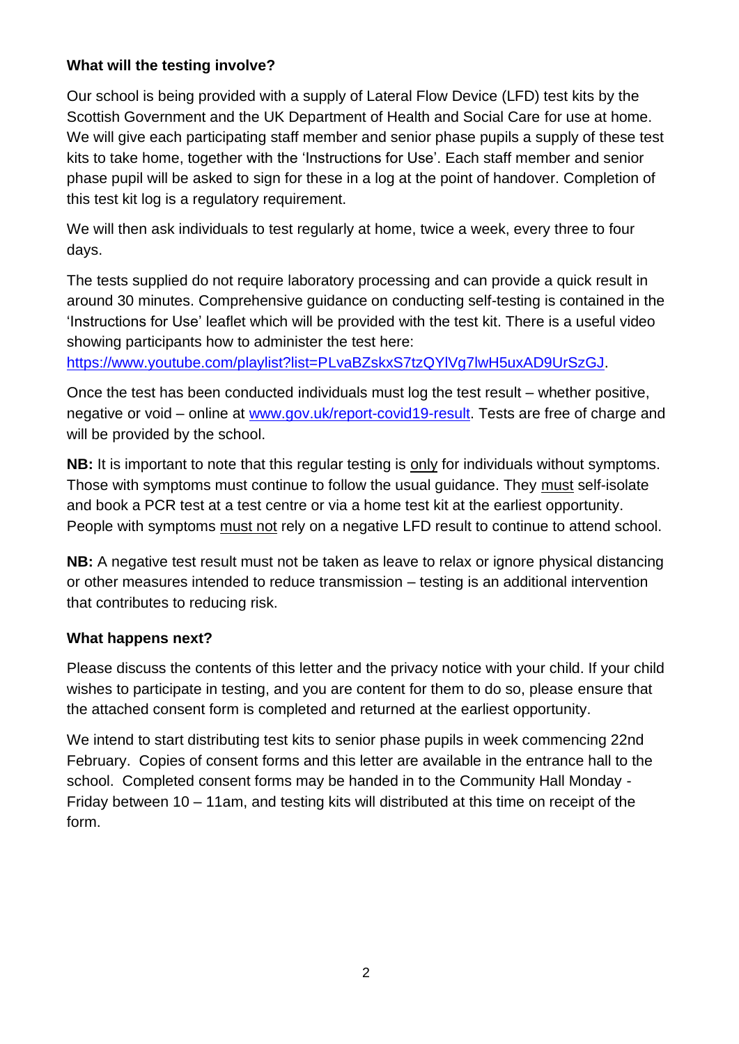**What will the testing involve?**

Our school is being provided with a supply of Lateral Flow Device (LFD) test kits by the Scottish Government and the UK Department of Health and Social Care for use at home. We will give each participating staff member and senior phase pupils a supply of these test kits to take home, together with the 'Instructions for Use'. Each staff member and senior phase pupil will be asked to sign for these in a log at the point of handover. Completion of this test kit log is a regulatory requirement.

We will then ask individuals to test regularly at home, twice a week, every three to four days.

The tests supplied do not require laboratory processing and can provide a quick result in around 30 minutes. Comprehensive guidance on conducting self-testing is contained in the 'Instructions for Use' leaflet which will be provided with the test kit. There is a useful video showing participants how to administer the test here: [https://www.youtube.com/playlist?list=PLvaBZskxS7tzQYlVg7lwH5uxAD9UrSzGJ](https://www.youtube.com/playlist?list=PLvaBZskxS7tzQYlVg7lwH5uxAD9UrSzGJ).

Once the test has been conducted individuals must log the test result – whether positive, negative or void – online at [www.gov.uk/report-covid19-result](http://www.gov.uk/report-covid19-result). Tests are free of charge and will be provided by the school.

**NB:** It is important to note that this regular testing is <u>only</u> for individuals without symptoms. Those with symptoms must continue to follow the usual guidance. They <u>must</u> self-isolate and book a PCR test at a test centre or via a home test kit at the earliest opportunity. People with symptoms <u>must not</u> rely on a negative LFD result to continue to attend school.

**NB:** A negative test result must not be taken as leave to relax or ignore physical distancing or other measures intended to reduce transmission – testing is an additional intervention that contributes to reducing risk.

**What happens next?**

Please discuss the contents of this letter and the privacy notice with your child. If your child wishes to participate in testing, and you are content for them to do so, please ensure that the attached consent form is completed and returned at the earliest opportunity.

We intend to start distributing test kits to senior phase pupils in week commencing 22nd February. Copies of consent forms and this letter are available in the entrance hall to the school. Completed consent forms may be handed in to the Community Hall Monday - Friday between 10 – 11am, and testing kits will distributed at this time on receipt of the form.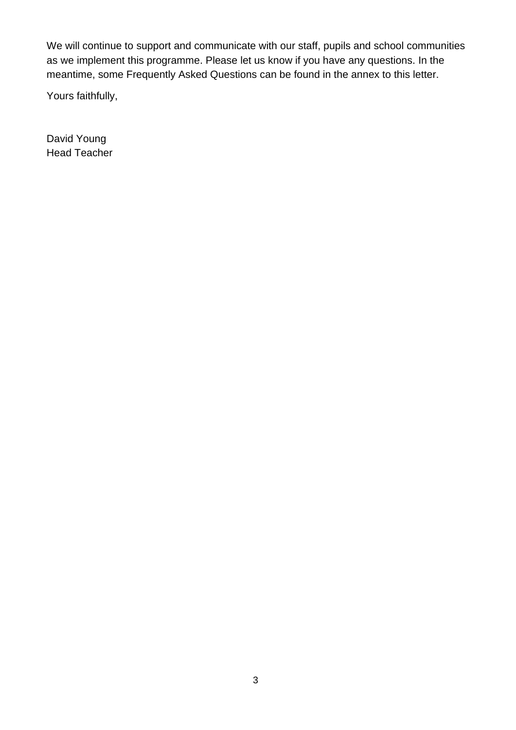We will continue to support and communicate with our staff, pupils and school communities as we implement this programme. Please let us know if you have any questions. In the meantime, some Frequently Asked Questions can be found in the annex to this letter.

Yours faithfully,

David Young  
Head Teacher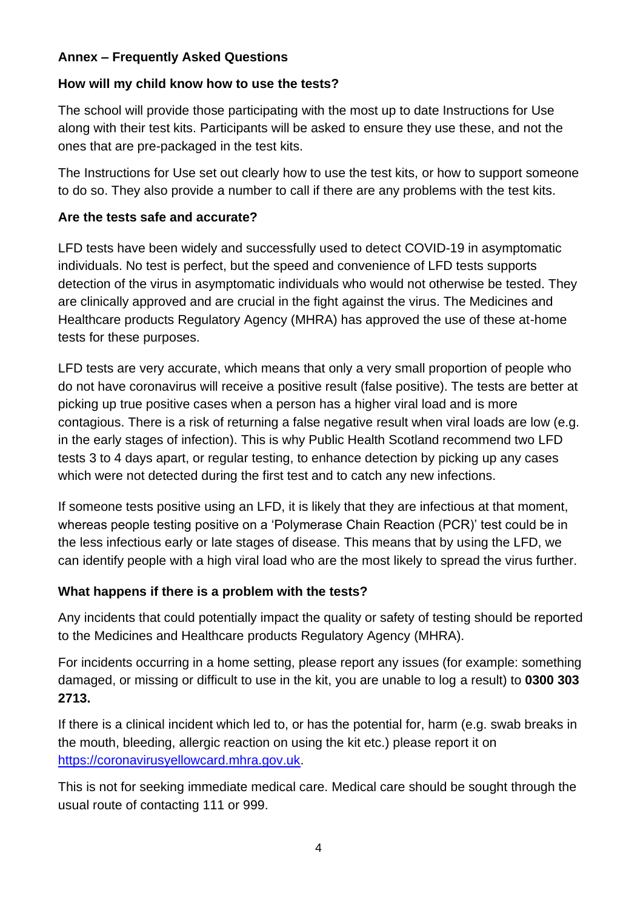**Annex – Frequently Asked Questions**

**How will my child know how to use the tests?**

The school will provide those participating with the most up to date Instructions for Use along with their test kits. Participants will be asked to ensure they use these, and not the ones that are pre-packaged in the test kits.

The Instructions for Use set out clearly how to use the test kits, or how to support someone to do so. They also provide a number to call if there are any problems with the test kits.

**Are the tests safe and accurate?**

LFD tests have been widely and successfully used to detect COVID-19 in asymptomatic individuals. No test is perfect, but the speed and convenience of LFD tests supports detection of the virus in asymptomatic individuals who would not otherwise be tested. They are clinically approved and are crucial in the fight against the virus. The Medicines and Healthcare products Regulatory Agency (MHRA) has approved the use of these at-home tests for these purposes.

LFD tests are very accurate, which means that only a very small proportion of people who do not have coronavirus will receive a positive result (false positive). The tests are better at picking up true positive cases when a person has a higher viral load and is more contagious. There is a risk of returning a false negative result when viral loads are low (e.g. in the early stages of infection). This is why Public Health Scotland recommend two LFD tests 3 to 4 days apart, or regular testing, to enhance detection by picking up any cases which were not detected during the first test and to catch any new infections.

If someone tests positive using an LFD, it is likely that they are infectious at that moment, whereas people testing positive on a 'Polymerase Chain Reaction (PCR)' test could be in the less infectious early or late stages of disease. This means that by using the LFD, we can identify people with a high viral load who are the most likely to spread the virus further.

**What happens if there is a problem with the tests?**

Any incidents that could potentially impact the quality or safety of testing should be reported to the Medicines and Healthcare products Regulatory Agency (MHRA).

For incidents occurring in a home setting, please report any issues (for example: something damaged, or missing or difficult to use in the kit, you are unable to log a result) to **0300 303 2713.**

If there is a clinical incident which led to, or has the potential for, harm (e.g. swab breaks in the mouth, bleeding, allergic reaction on using the kit etc.) please report it on [https://coronavirusyellowcard.mhra.gov.uk](https://coronavirusyellowcard.mhra.gov.uk).

This is not for seeking immediate medical care. Medical care should be sought through the usual route of contacting 111 or 999.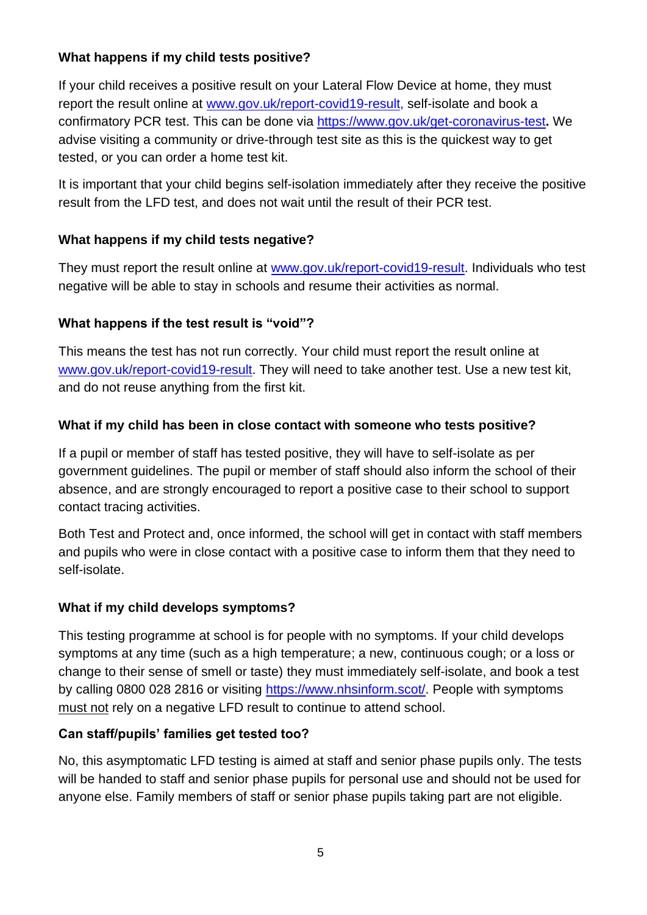**What happens if my child tests positive?**

If your child receives a positive result on your Lateral Flow Device at home, they must report the result online at [www.gov.uk/report-covid19-result,](www.gov.uk/report-covid19-result) self-isolate and book a confirmatory PCR test. This can be done via [https://www.gov.uk/get-coronavirus-test](https://www.gov.uk/get-coronavirus-test)**.** We advise visiting a community or drive-through test site as this is the quickest way to get tested, or you can order a home test kit.

It is important that your child begins self-isolation immediately after they receive the positive result from the LFD test, and does not wait until the result of their PCR test.

**What happens if my child tests negative?**

They must report the result online at [www.gov.uk/report-covid19-result](www.gov.uk/report-covid19-result). Individuals who test negative will be able to stay in schools and resume their activities as normal.

**What happens if the test result is "void"?**

This means the test has not run correctly. Your child must report the result online at [www.gov.uk/report-covid19-result](www.gov.uk/report-covid19-result). They will need to take another test. Use a new test kit, and do not reuse anything from the first kit.

**What if my child has been in close contact with someone who tests positive?**

If a pupil or member of staff has tested positive, they will have to self-isolate as per government guidelines. The pupil or member of staff should also inform the school of their absence, and are strongly encouraged to report a positive case to their school to support contact tracing activities.

Both Test and Protect and, once informed, the school will get in contact with staff members and pupils who were in close contact with a positive case to inform them that they need to self-isolate.

**What if my child develops symptoms?**

This testing programme at school is for people with no symptoms. If your child develops symptoms at any time (such as a high temperature; a new, continuous cough; or a loss or change to their sense of smell or taste) they must immediately self-isolate, and book a test by calling 0800 028 2816 or visiting [https://www.nhsinform.scot/](https://www.nhsinform.scot/). People with symptoms must not rely on a negative LFD result to continue to attend school.

**Can staff/pupils' families get tested too?**

No, this asymptomatic LFD testing is aimed at staff and senior phase pupils only. The tests will be handed to staff and senior phase pupils for personal use and should not be used for anyone else. Family members of staff or senior phase pupils taking part are not eligible.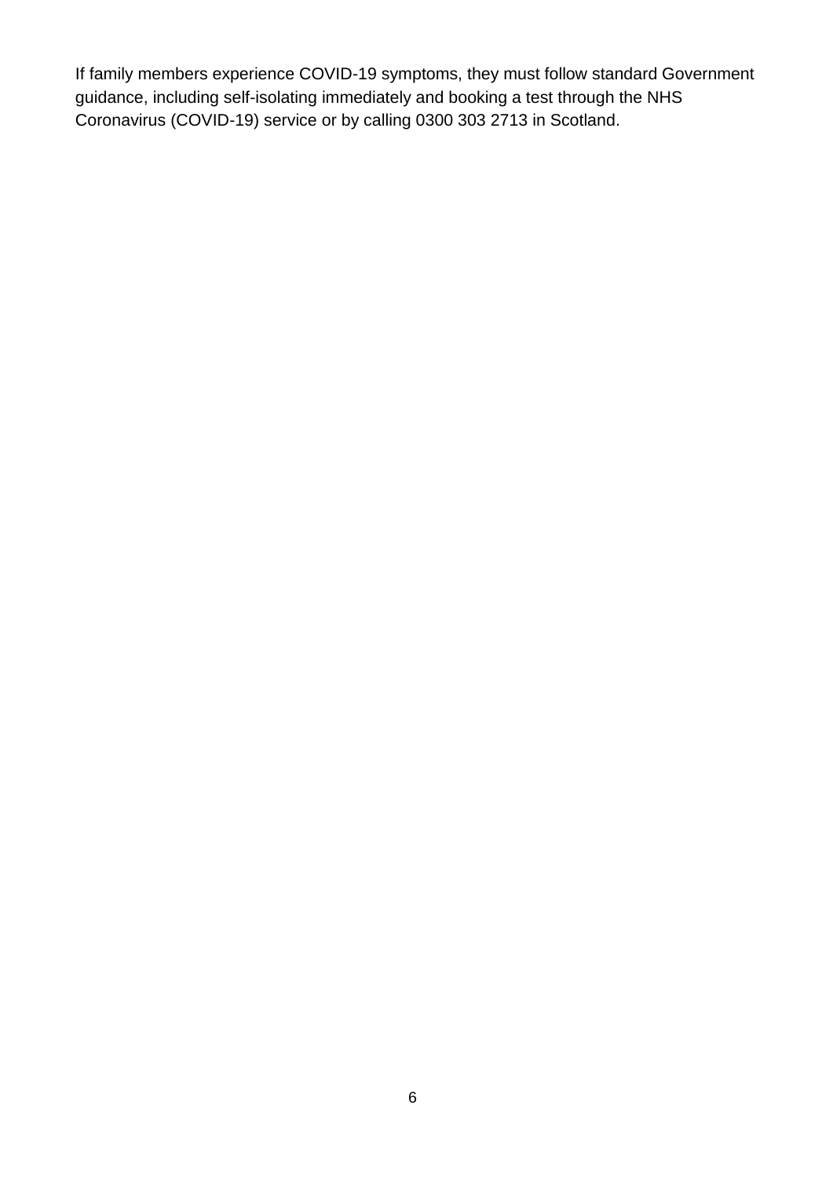If family members experience COVID-19 symptoms, they must follow standard Government guidance, including self-isolating immediately and booking a test through the NHS Coronavirus (COVID-19) service or by calling 0300 303 2713 in Scotland.